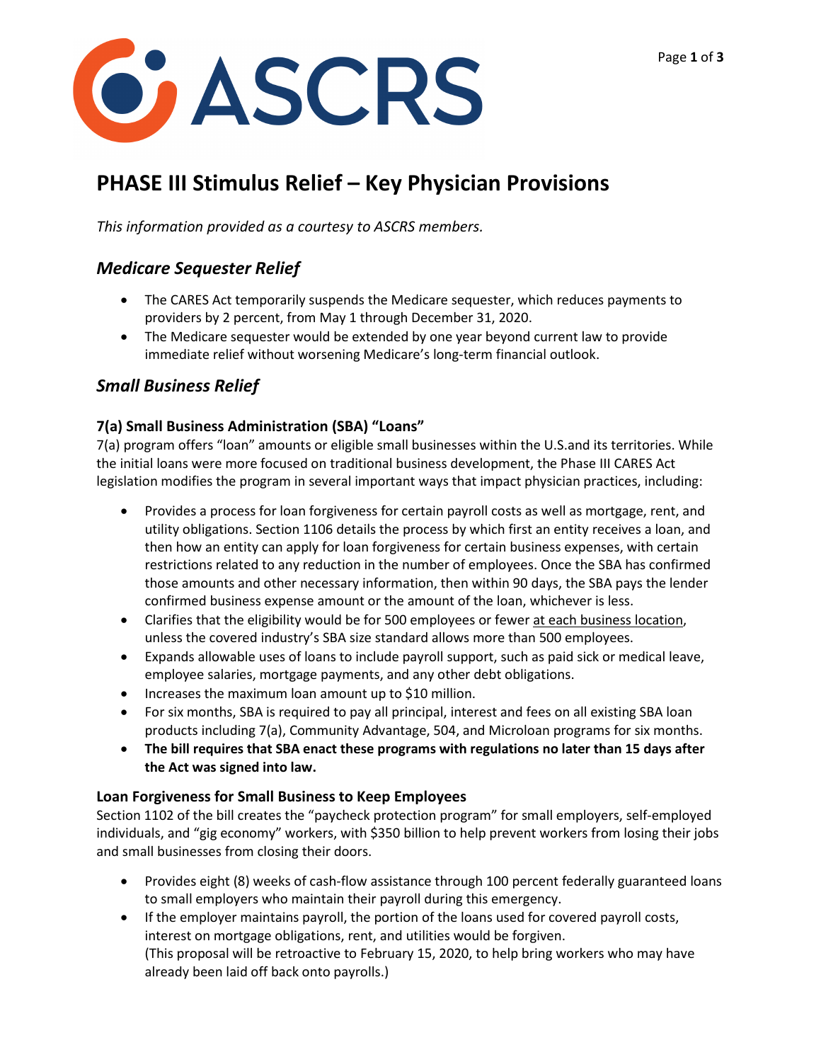# PHASE III Stimulus Relief – Key Physician Provisions

*This information provided as a courtesy to ASCRS members.*

## *Medicare Sequester Relief*

- The CARES Act temporarily suspends the Medicare sequester, which reduces payments to providers by 2 percent, from May 1 through December 31, 2020.
- The Medicare sequester would be extended by one year beyond current law to provide immediate relief without worsening Medicare's long-term financial outlook.

## *Small Business Relief*

### 7(a) Small Business Administration (SBA) "Loans"

7(a) program offers "loan" amounts or eligible small businesses within the U.S.and its territories. While the initial loans were more focused on traditional business development, the Phase III CARES Act legislation modifies the program in several important ways that impact physician practices, including:

- Provides a process for loan forgiveness for certain payroll costs as well as mortgage, rent, and utility obligations. Section 1106 details the process by which first an entity receives a loan, and then how an entity can apply for loan forgiveness for certain business expenses, with certain restrictions related to any reduction in the number of employees. Once the SBA has confirmed those amounts and other necessary information, then within 90 days, the SBA pays the lender confirmed business expense amount or the amount of the loan, whichever is less.
- Clarifies that the eligibility would be for 500 employees or fewer at each business location, unless the covered industry's SBA size standard allows more than 500 employees.
- Expands allowable uses of loans to include payroll support, such as paid sick or medical leave, employee salaries, mortgage payments, and any other debt obligations.
- Increases the maximum loan amount up to $10 million.
- For six months, SBA is required to pay all principal, interest and fees on all existing SBA loan products including 7(a), Community Advantage, 504, and Microloan programs for six months.
- **The bill requires that SBA enact these programs with regulations no later than 15 days after the Act was signed into law.**

### Loan Forgiveness for Small Business to Keep Employees

Section 1102 of the bill creates the "paycheck protection program" for small employers, self-employed individuals, and "gig economy" workers, with $350 billion to help prevent workers from losing their jobs and small businesses from closing their doors.

- Provides eight (8) weeks of cash-flow assistance through 100 percent federally guaranteed loans to small employers who maintain their payroll during this emergency.
- If the employer maintains payroll, the portion of the loans used for covered payroll costs, interest on mortgage obligations, rent, and utilities would be forgiven.
  (This proposal will be retroactive to February 15, 2020, to help bring workers who may have already been laid off back onto payrolls.)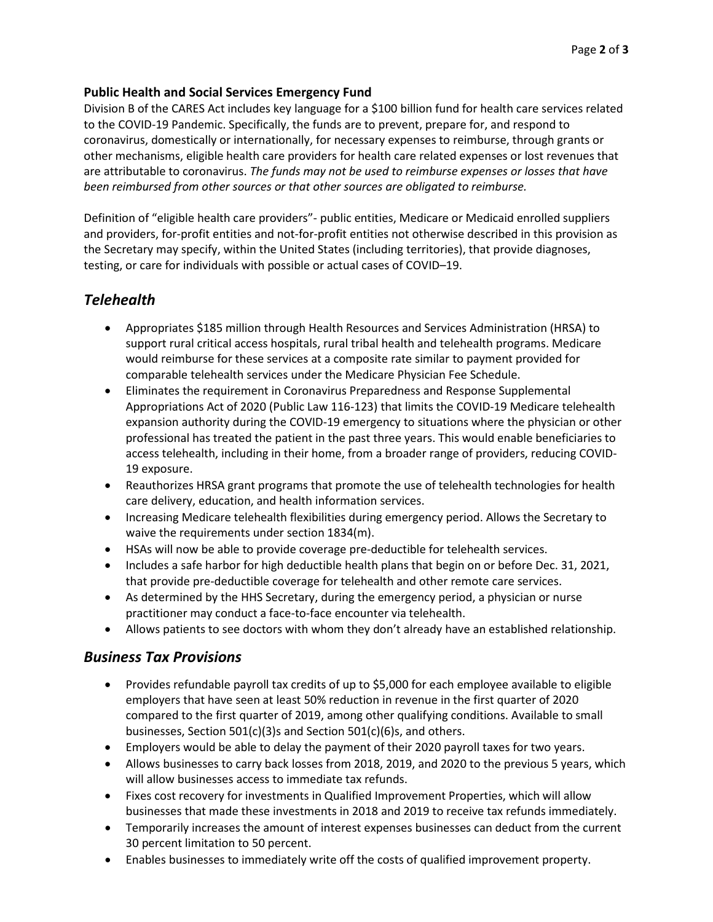**Public Health and Social Services Emergency Fund**

Division B of the CARES Act includes key language for a $100 billion fund for health care services related to the COVID-19 Pandemic. Specifically, the funds are to prevent, prepare for, and respond to coronavirus, domestically or internationally, for necessary expenses to reimburse, through grants or other mechanisms, eligible health care providers for health care related expenses or lost revenues that are attributable to coronavirus. *The funds may not be used to reimburse expenses or losses that have been reimbursed from other sources or that other sources are obligated to reimburse.*

Definition of "eligible health care providers"- public entities, Medicare or Medicaid enrolled suppliers and providers, for-profit entities and not-for-profit entities not otherwise described in this provision as the Secretary may specify, within the United States (including territories), that provide diagnoses, testing, or care for individuals with possible or actual cases of COVID–19.

## *Telehealth*

- Appropriates $185 million through Health Resources and Services Administration (HRSA) to support rural critical access hospitals, rural tribal health and telehealth programs. Medicare would reimburse for these services at a composite rate similar to payment provided for comparable telehealth services under the Medicare Physician Fee Schedule.
- Eliminates the requirement in Coronavirus Preparedness and Response Supplemental Appropriations Act of 2020 (Public Law 116-123) that limits the COVID-19 Medicare telehealth expansion authority during the COVID-19 emergency to situations where the physician or other professional has treated the patient in the past three years. This would enable beneficiaries to access telehealth, including in their home, from a broader range of providers, reducing COVID-19 exposure.
- Reauthorizes HRSA grant programs that promote the use of telehealth technologies for health care delivery, education, and health information services.
- Increasing Medicare telehealth flexibilities during emergency period. Allows the Secretary to waive the requirements under section 1834(m).
- HSAs will now be able to provide coverage pre-deductible for telehealth services.
- Includes a safe harbor for high deductible health plans that begin on or before Dec. 31, 2021, that provide pre-deductible coverage for telehealth and other remote care services.
- As determined by the HHS Secretary, during the emergency period, a physician or nurse practitioner may conduct a face-to-face encounter via telehealth.
- Allows patients to see doctors with whom they don't already have an established relationship.

## *Business Tax Provisions*

- Provides refundable payroll tax credits of up to $5,000 for each employee available to eligible employers that have seen at least 50% reduction in revenue in the first quarter of 2020 compared to the first quarter of 2019, among other qualifying conditions. Available to small businesses, Section 501(c)(3)s and Section 501(c)(6)s, and others.
- Employers would be able to delay the payment of their 2020 payroll taxes for two years.
- Allows businesses to carry back losses from 2018, 2019, and 2020 to the previous 5 years, which will allow businesses access to immediate tax refunds.
- Fixes cost recovery for investments in Qualified Improvement Properties, which will allow businesses that made these investments in 2018 and 2019 to receive tax refunds immediately.
- Temporarily increases the amount of interest expenses businesses can deduct from the current 30 percent limitation to 50 percent.
- Enables businesses to immediately write off the costs of qualified improvement property.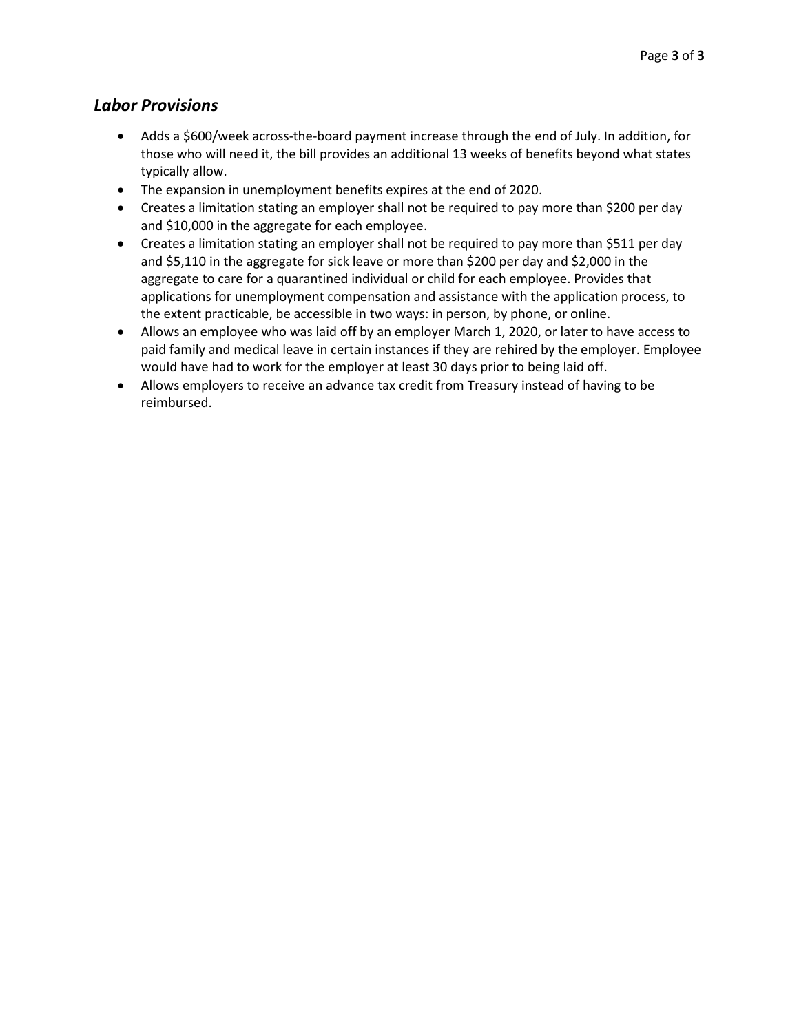## *Labor Provisions*

- Adds a $600/week across-the-board payment increase through the end of July. In addition, for those who will need it, the bill provides an additional 13 weeks of benefits beyond what states typically allow.
- The expansion in unemployment benefits expires at the end of 2020.
- Creates a limitation stating an employer shall not be required to pay more than $200 per day and $10,000 in the aggregate for each employee.
- Creates a limitation stating an employer shall not be required to pay more than $511 per day and $5,110 in the aggregate for sick leave or more than $200 per day and $2,000 in the aggregate to care for a quarantined individual or child for each employee. Provides that applications for unemployment compensation and assistance with the application process, to the extent practicable, be accessible in two ways: in person, by phone, or online.
- Allows an employee who was laid off by an employer March 1, 2020, or later to have access to paid family and medical leave in certain instances if they are rehired by the employer. Employee would have had to work for the employer at least 30 days prior to being laid off.
- Allows employers to receive an advance tax credit from Treasury instead of having to be reimbursed.